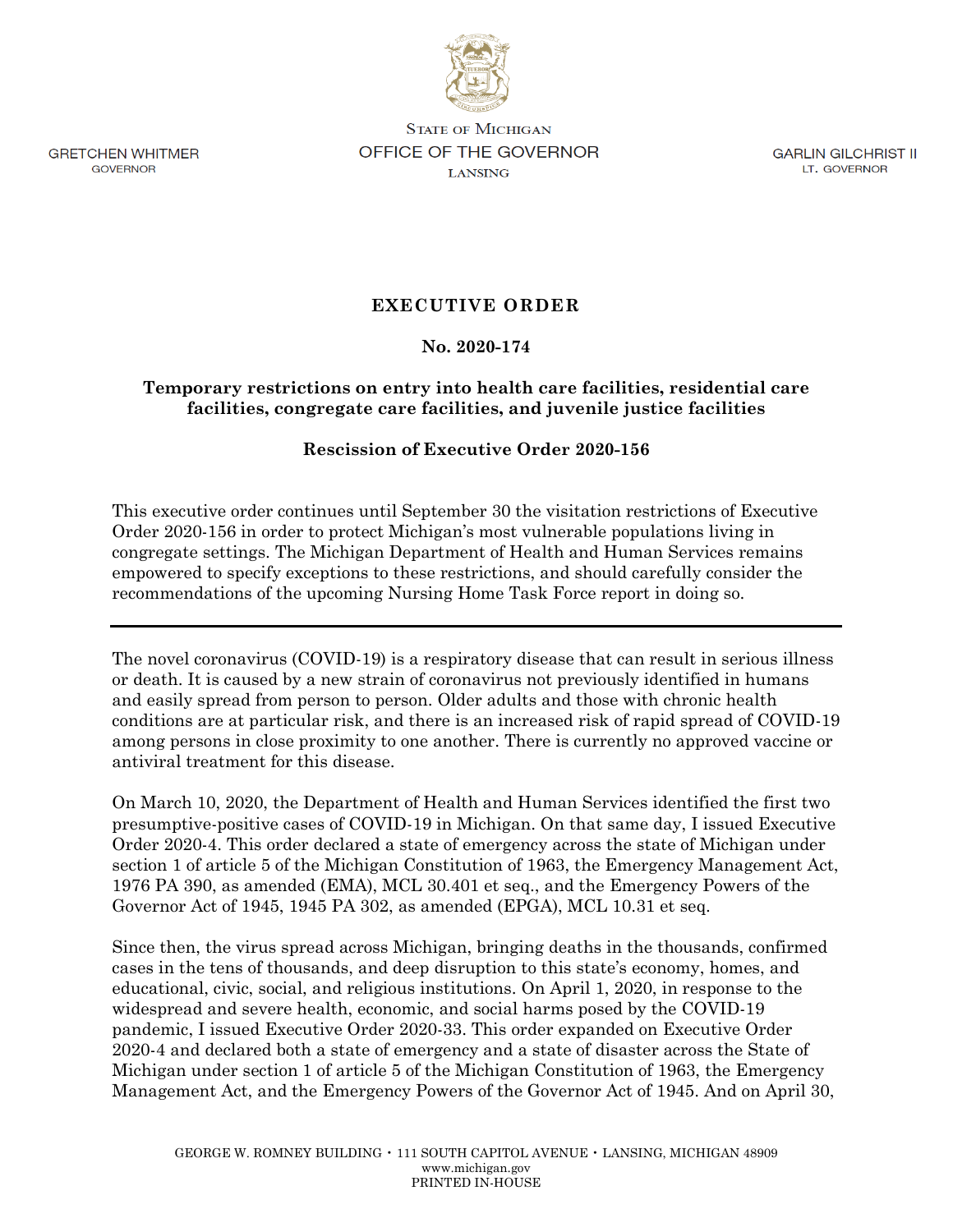GRETCHEN WHITMER
GOVERNOR

STATE OF MICHIGAN
OFFICE OF THE GOVERNOR
LANSING

GARLIN GILCHRIST II
LT. GOVERNOR

# EXECUTIVE ORDER

## No. 2020-174

## Temporary restrictions on entry into health care facilities, residential care facilities, congregate care facilities, and juvenile justice facilities

## Rescission of Executive Order 2020-156

This executive order continues until September 30 the visitation restrictions of Executive Order 2020-156 in order to protect Michigan's most vulnerable populations living in congregate settings. The Michigan Department of Health and Human Services remains empowered to specify exceptions to these restrictions, and should carefully consider the recommendations of the upcoming Nursing Home Task Force report in doing so.

---

The novel coronavirus (COVID-19) is a respiratory disease that can result in serious illness or death. It is caused by a new strain of coronavirus not previously identified in humans and easily spread from person to person. Older adults and those with chronic health conditions are at particular risk, and there is an increased risk of rapid spread of COVID-19 among persons in close proximity to one another. There is currently no approved vaccine or antiviral treatment for this disease.

On March 10, 2020, the Department of Health and Human Services identified the first two presumptive-positive cases of COVID-19 in Michigan. On that same day, I issued Executive Order 2020-4. This order declared a state of emergency across the state of Michigan under section 1 of article 5 of the Michigan Constitution of 1963, the Emergency Management Act, 1976 PA 390, as amended (EMA), MCL 30.401 et seq., and the Emergency Powers of the Governor Act of 1945, 1945 PA 302, as amended (EPGA), MCL 10.31 et seq.

Since then, the virus spread across Michigan, bringing deaths in the thousands, confirmed cases in the tens of thousands, and deep disruption to this state's economy, homes, and educational, civic, social, and religious institutions. On April 1, 2020, in response to the widespread and severe health, economic, and social harms posed by the COVID-19 pandemic, I issued Executive Order 2020-33. This order expanded on Executive Order 2020-4 and declared both a state of emergency and a state of disaster across the State of Michigan under section 1 of article 5 of the Michigan Constitution of 1963, the Emergency Management Act, and the Emergency Powers of the Governor Act of 1945. And on April 30,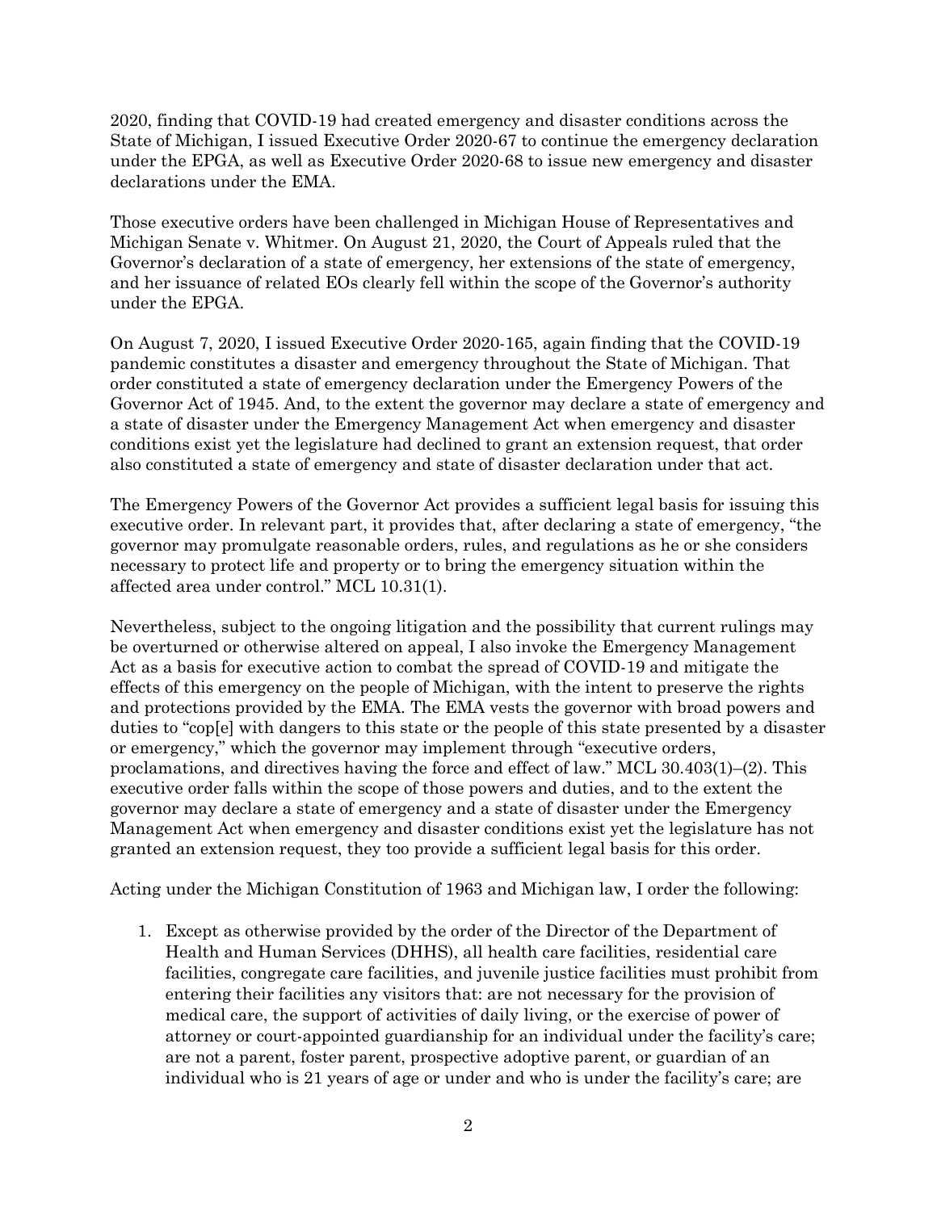2020, finding that COVID-19 had created emergency and disaster conditions across the State of Michigan, I issued Executive Order 2020-67 to continue the emergency declaration under the EPGA, as well as Executive Order 2020-68 to issue new emergency and disaster declarations under the EMA.

Those executive orders have been challenged in Michigan House of Representatives and Michigan Senate v. Whitmer. On August 21, 2020, the Court of Appeals ruled that the Governor's declaration of a state of emergency, her extensions of the state of emergency, and her issuance of related EOs clearly fell within the scope of the Governor's authority under the EPGA.

On August 7, 2020, I issued Executive Order 2020-165, again finding that the COVID-19 pandemic constitutes a disaster and emergency throughout the State of Michigan. That order constituted a state of emergency declaration under the Emergency Powers of the Governor Act of 1945. And, to the extent the governor may declare a state of emergency and a state of disaster under the Emergency Management Act when emergency and disaster conditions exist yet the legislature had declined to grant an extension request, that order also constituted a state of emergency and state of disaster declaration under that act.

The Emergency Powers of the Governor Act provides a sufficient legal basis for issuing this executive order. In relevant part, it provides that, after declaring a state of emergency, "the governor may promulgate reasonable orders, rules, and regulations as he or she considers necessary to protect life and property or to bring the emergency situation within the affected area under control." MCL 10.31(1).

Nevertheless, subject to the ongoing litigation and the possibility that current rulings may be overturned or otherwise altered on appeal, I also invoke the Emergency Management Act as a basis for executive action to combat the spread of COVID-19 and mitigate the effects of this emergency on the people of Michigan, with the intent to preserve the rights and protections provided by the EMA. The EMA vests the governor with broad powers and duties to "cop[e] with dangers to this state or the people of this state presented by a disaster or emergency," which the governor may implement through "executive orders, proclamations, and directives having the force and effect of law." MCL 30.403(1)–(2). This executive order falls within the scope of those powers and duties, and to the extent the governor may declare a state of emergency and a state of disaster under the Emergency Management Act when emergency and disaster conditions exist yet the legislature has not granted an extension request, they too provide a sufficient legal basis for this order.

Acting under the Michigan Constitution of 1963 and Michigan law, I order the following:

1. Except as otherwise provided by the order of the Director of the Department of Health and Human Services (DHHS), all health care facilities, residential care facilities, congregate care facilities, and juvenile justice facilities must prohibit from entering their facilities any visitors that: are not necessary for the provision of medical care, the support of activities of daily living, or the exercise of power of attorney or court-appointed guardianship for an individual under the facility's care; are not a parent, foster parent, prospective adoptive parent, or guardian of an individual who is 21 years of age or under and who is under the facility's care; are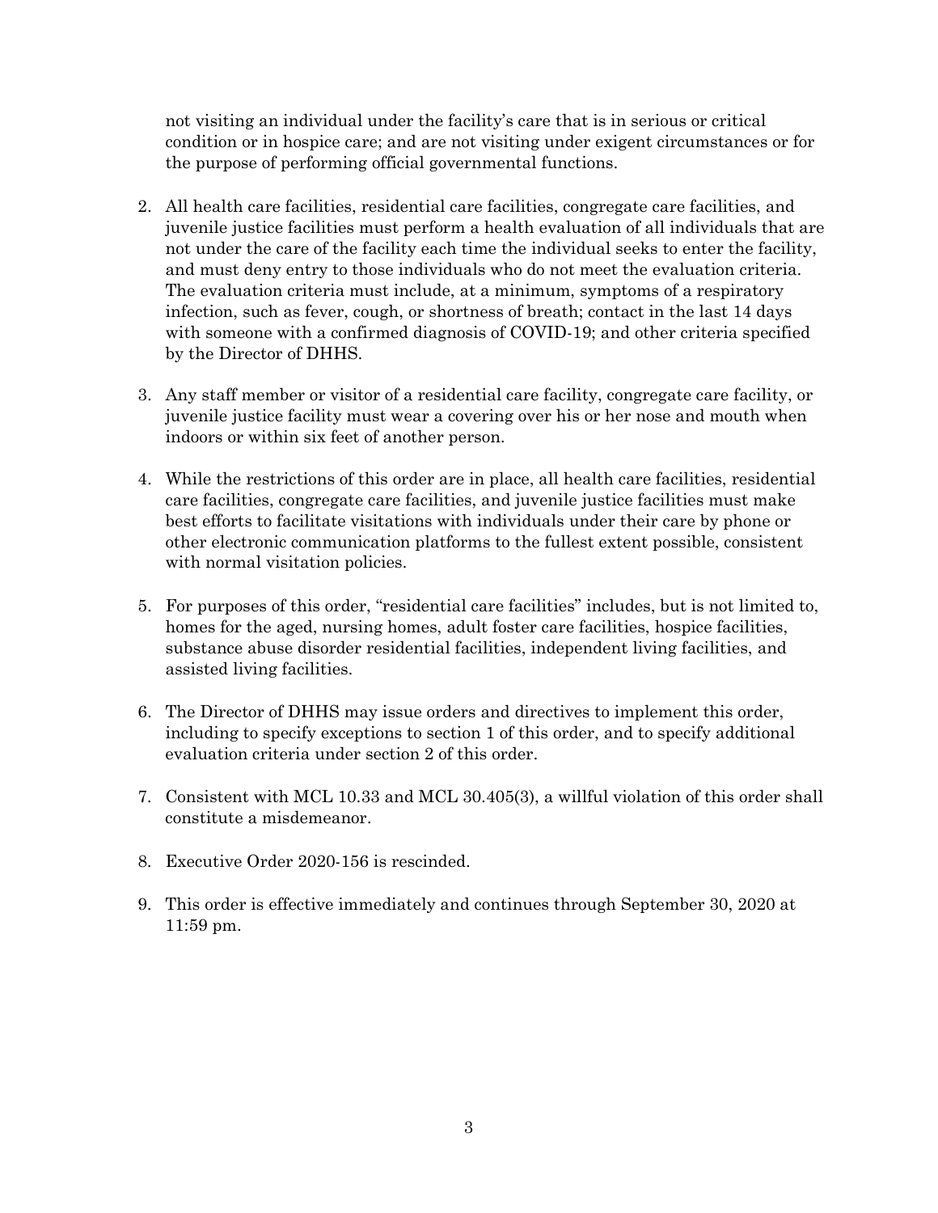not visiting an individual under the facility's care that is in serious or critical condition or in hospice care; and are not visiting under exigent circumstances or for the purpose of performing official governmental functions.

2. All health care facilities, residential care facilities, congregate care facilities, and juvenile justice facilities must perform a health evaluation of all individuals that are not under the care of the facility each time the individual seeks to enter the facility, and must deny entry to those individuals who do not meet the evaluation criteria. The evaluation criteria must include, at a minimum, symptoms of a respiratory infection, such as fever, cough, or shortness of breath; contact in the last 14 days with someone with a confirmed diagnosis of COVID-19; and other criteria specified by the Director of DHHS.

3. Any staff member or visitor of a residential care facility, congregate care facility, or juvenile justice facility must wear a covering over his or her nose and mouth when indoors or within six feet of another person.

4. While the restrictions of this order are in place, all health care facilities, residential care facilities, congregate care facilities, and juvenile justice facilities must make best efforts to facilitate visitations with individuals under their care by phone or other electronic communication platforms to the fullest extent possible, consistent with normal visitation policies.

5. For purposes of this order, "residential care facilities" includes, but is not limited to, homes for the aged, nursing homes, adult foster care facilities, hospice facilities, substance abuse disorder residential facilities, independent living facilities, and assisted living facilities.

6. The Director of DHHS may issue orders and directives to implement this order, including to specify exceptions to section 1 of this order, and to specify additional evaluation criteria under section 2 of this order.

7. Consistent with MCL 10.33 and MCL 30.405(3), a willful violation of this order shall constitute a misdemeanor.

8. Executive Order 2020-156 is rescinded.

9. This order is effective immediately and continues through September 30, 2020 at 11:59 pm.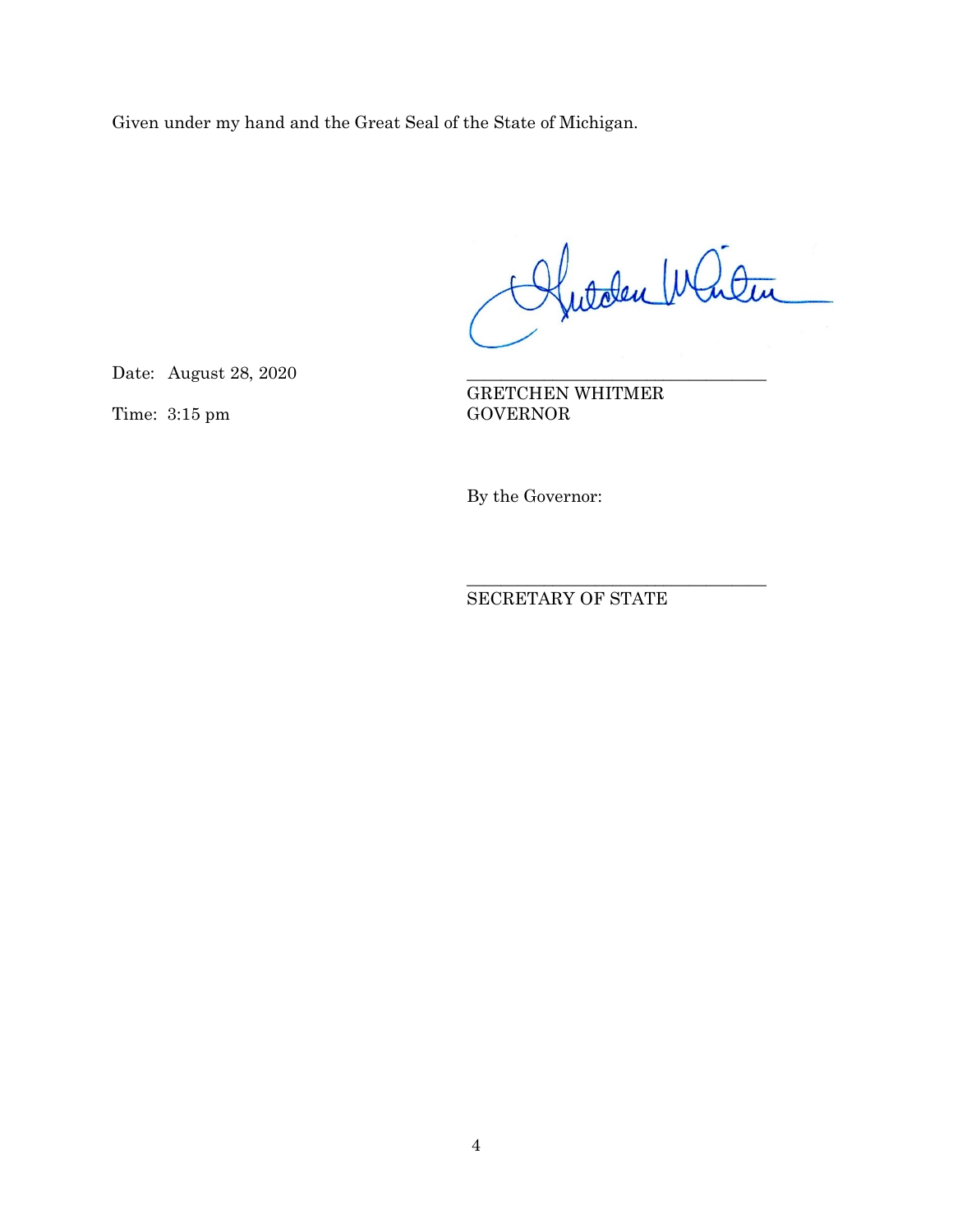Given under my hand and the Great Seal of the State of Michigan.

Date: August 28, 2020

Time: 3:15 pm

\_\_\_\_\_\_\_\_\_\_\_\_\_\_\_\_\_\_\_\_\_\_\_\_\_\_\_\_\_\_\_\_\_\_\_

GRETCHEN WHITMER
GOVERNOR

By the Governor:

\_\_\_\_\_\_\_\_\_\_\_\_\_\_\_\_\_\_\_\_\_\_\_\_\_\_\_\_\_\_\_\_\_\_\_

SECRETARY OF STATE